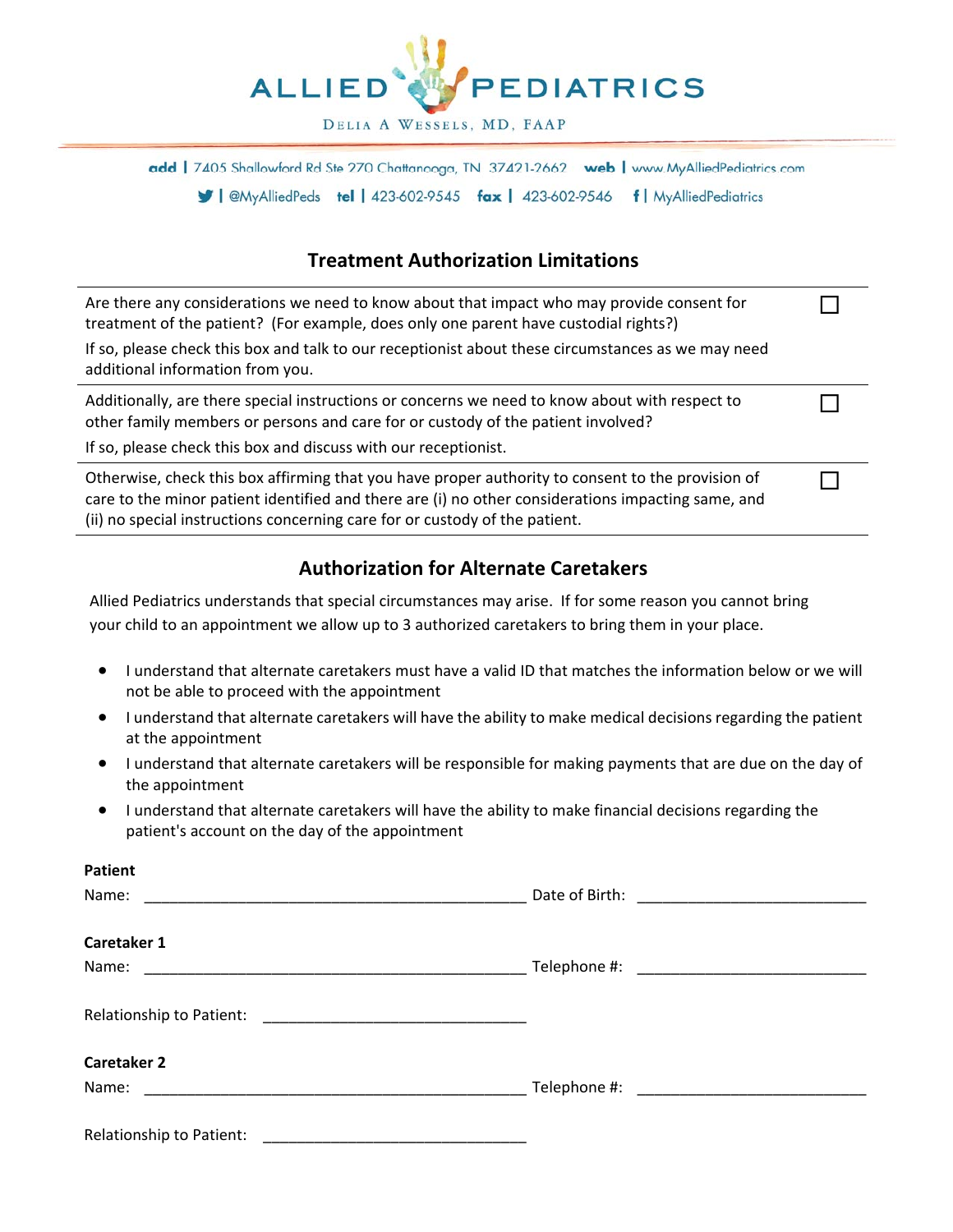# ALLIED PEDIATRICS

Delia A Wessels, MD, FAAP

**add** | 7405 Shallowford Rd Ste 270 Chattanooga, TN 37421-2662 **web** | www.MyAlliedPediatrics.com

| @MyAlliedPeds **tel** | 423-602-9545 **fax** | 423-602-9546 **f** | MyAlliedPediatrics

## Treatment Authorization Limitations

| | |
|---|---|
| Are there any considerations we need to know about that impact who may provide consent for treatment of the patient? (For example, does only one parent have custodial rights?)<br>If so, please check this box and talk to our receptionist about these circumstances as we may need additional information from you. | ☐ |
| Additionally, are there special instructions or concerns we need to know about with respect to other family members or persons and care for or custody of the patient involved?<br>If so, please check this box and discuss with our receptionist. | ☐ |
| Otherwise, check this box affirming that you have proper authority to consent to the provision of care to the minor patient identified and there are (i) no other considerations impacting same, and (ii) no special instructions concerning care for or custody of the patient. | ☐ |

## Authorization for Alternate Caretakers

Allied Pediatrics understands that special circumstances may arise. If for some reason you cannot bring your child to an appointment we allow up to 3 authorized caretakers to bring them in your place.

- I understand that alternate caretakers must have a valid ID that matches the information below or we will not be able to proceed with the appointment
- I understand that alternate caretakers will have the ability to make medical decisions regarding the patient at the appointment
- I understand that alternate caretakers will be responsible for making payments that are due on the day of the appointment
- I understand that alternate caretakers will have the ability to make financial decisions regarding the patient's account on the day of the appointment

**Patient**

Name: ______________________________________________ Date of Birth: ___________________________

**Caretaker 1**

Name: ______________________________________________ Telephone #: ___________________________

Relationship to Patient: _______________________________

**Caretaker 2**

Name: ______________________________________________ Telephone #: ___________________________

Relationship to Patient: _______________________________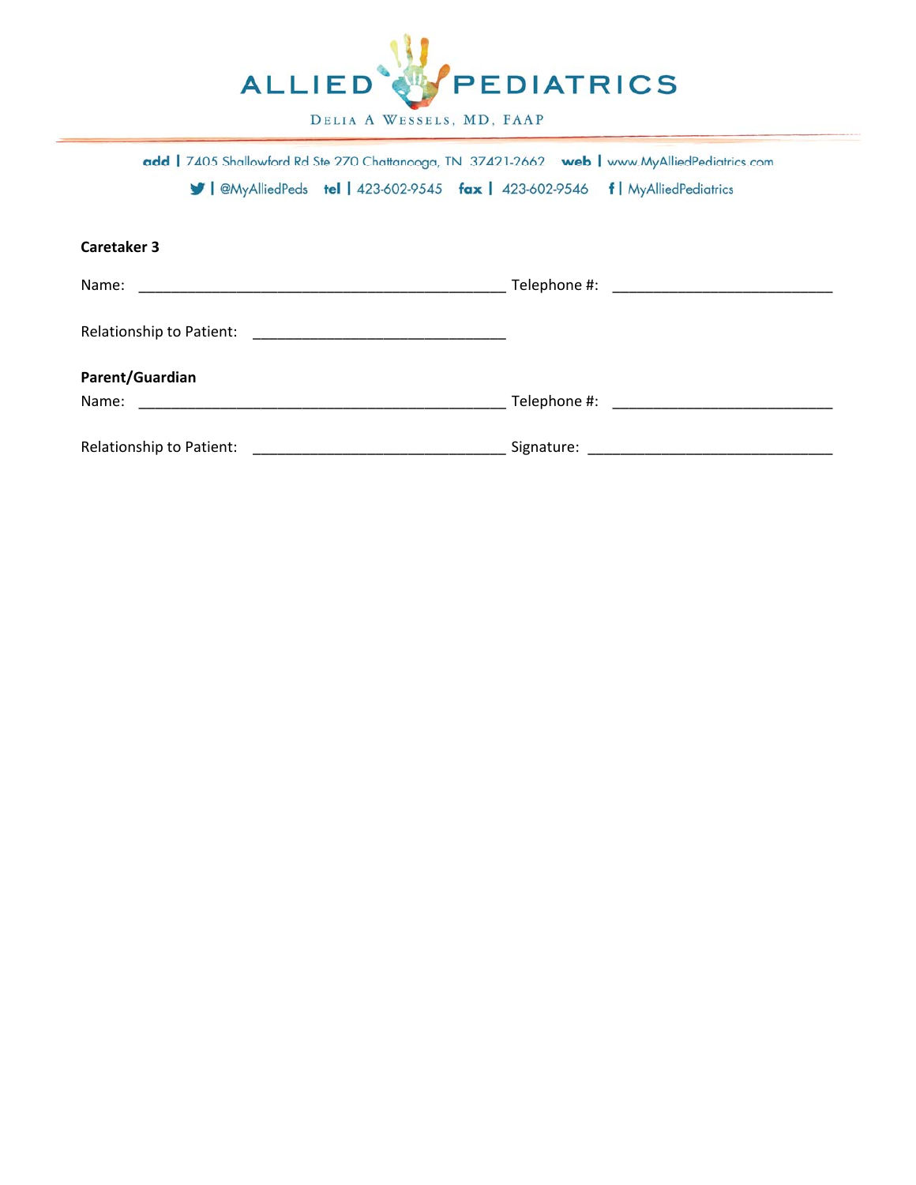# ALLIED PEDIATRICS

DELIA A WESSELS, MD, FAAP

add | 7405 Shallowford Rd Ste 270 Chattanooga, TN 37421-2662 web | www.MyAlliedPediatrics.com

| @MyAlliedPeds tel | 423-602-9545 fax | 423-602-9546 f | MyAlliedPediatrics

**Caretaker 3**

Name: _______________________________________________ Telephone #: ____________________________

Relationship to Patient: ________________________________

**Parent/Guardian**

Name: _______________________________________________ Telephone #: ____________________________

Relationship to Patient: ________________________________ Signature: _______________________________